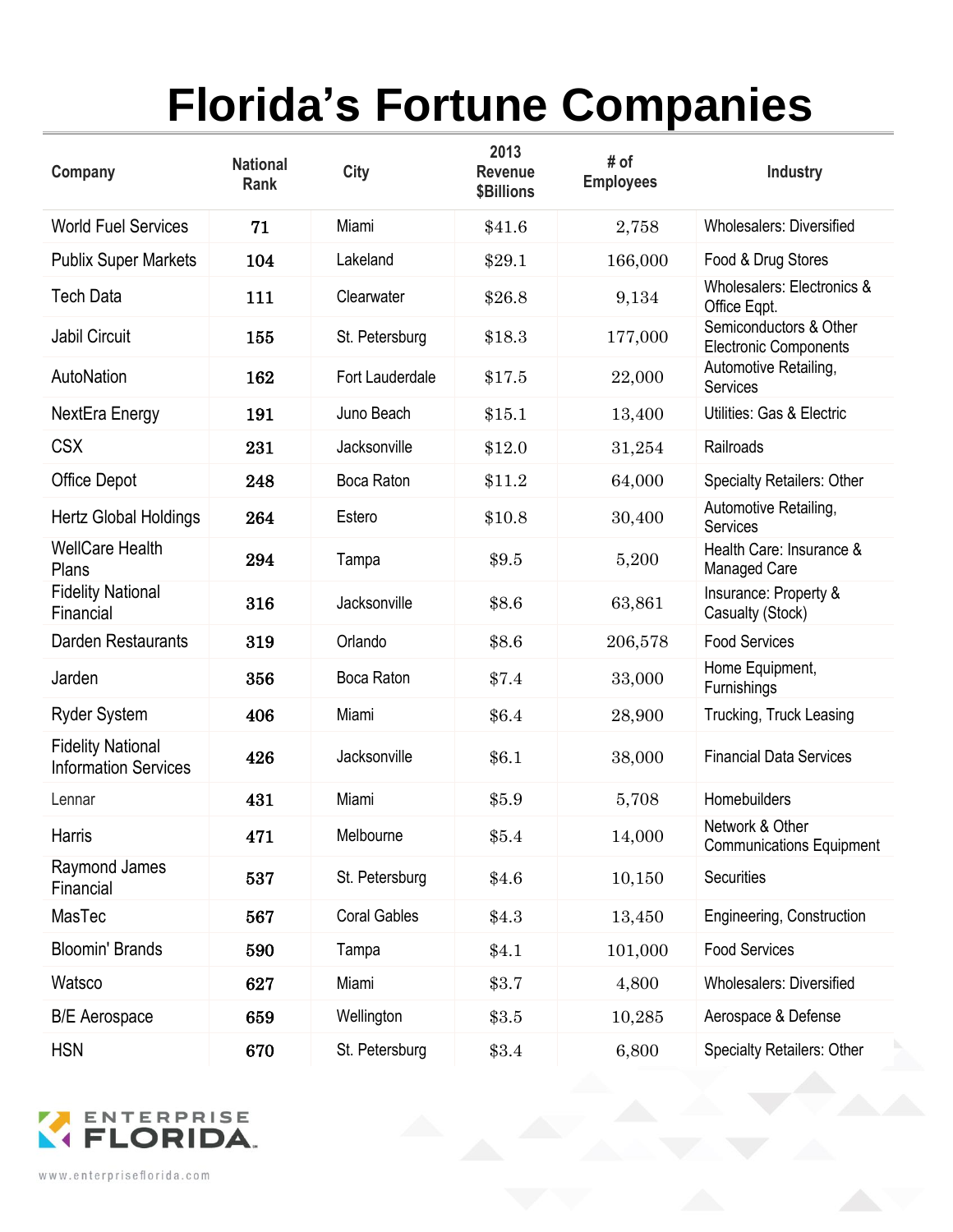# Florida's Fortune Companies

| Company | National Rank | City | 2013 Revenue $Billions | # of Employees | Industry |
|---|---|---|---|---|---|
| World Fuel Services | 71 | Miami | $41.6 | 2,758 | Wholesalers: Diversified |
| Publix Super Markets | 104 | Lakeland | $29.1 | 166,000 | Food & Drug Stores |
| Tech Data | 111 | Clearwater | $26.8 | 9,134 | Wholesalers: Electronics & Office Eqpt. |
| Jabil Circuit | 155 | St. Petersburg | $18.3 | 177,000 | Semiconductors & Other Electronic Components |
| AutoNation | 162 | Fort Lauderdale | $17.5 | 22,000 | Automotive Retailing, Services |
| NextEra Energy | 191 | Juno Beach | $15.1 | 13,400 | Utilities: Gas & Electric |
| CSX | 231 | Jacksonville | $12.0 | 31,254 | Railroads |
| Office Depot | 248 | Boca Raton | $11.2 | 64,000 | Specialty Retailers: Other |
| Hertz Global Holdings | 264 | Estero | $10.8 | 30,400 | Automotive Retailing, Services |
| WellCare Health Plans | 294 | Tampa | $9.5 | 5,200 | Health Care: Insurance & Managed Care |
| Fidelity National Financial | 316 | Jacksonville | $8.6 | 63,861 | Insurance: Property & Casualty (Stock) |
| Darden Restaurants | 319 | Orlando | $8.6 | 206,578 | Food Services |
| Jarden | 356 | Boca Raton | $7.4 | 33,000 | Home Equipment, Furnishings |
| Ryder System | 406 | Miami | $6.4 | 28,900 | Trucking, Truck Leasing |
| Fidelity National Information Services | 426 | Jacksonville | $6.1 | 38,000 | Financial Data Services |
| Lennar | 431 | Miami | $5.9 | 5,708 | Homebuilders |
| Harris | 471 | Melbourne | $5.4 | 14,000 | Network & Other Communications Equipment |
| Raymond James Financial | 537 | St. Petersburg | $4.6 | 10,150 | Securities |
| MasTec | 567 | Coral Gables | $4.3 | 13,450 | Engineering, Construction |
| Bloomin' Brands | 590 | Tampa | $4.1 | 101,000 | Food Services |
| Watsco | 627 | Miami | $3.7 | 4,800 | Wholesalers: Diversified |
| B/E Aerospace | 659 | Wellington | $3.5 | 10,285 | Aerospace & Defense |
| HSN | 670 | St. Petersburg | $3.4 | 6,800 | Specialty Retailers: Other |

ENTERPRISE FLORIDA

www.enterpriseflorida.com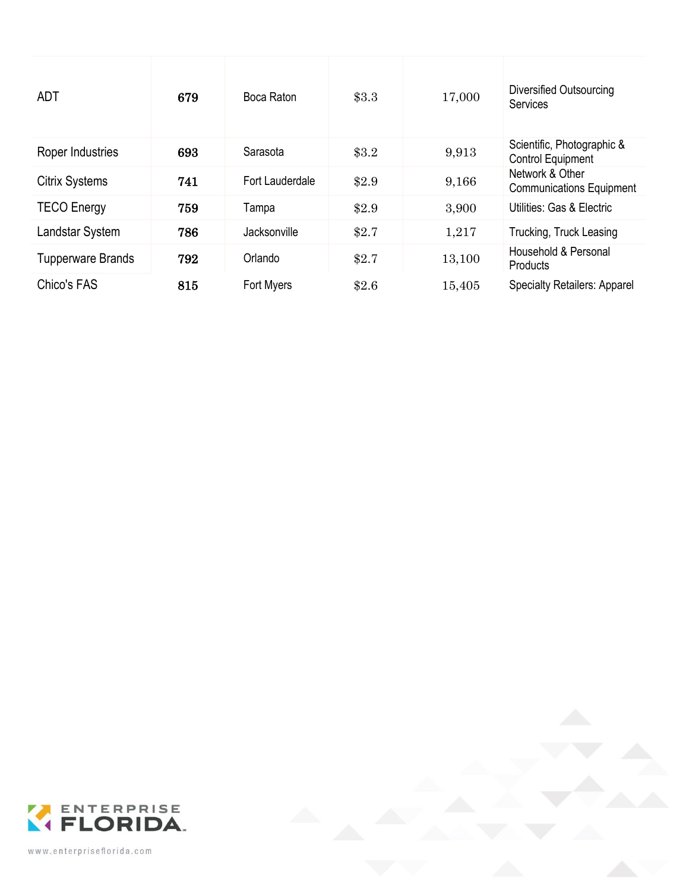| | | | | | |
|---|---|---|---|---|---|
| ADT | **679** | Boca Raton | $3.3 | 17,000 | Diversified Outsourcing Services |
| Roper Industries | **693** | Sarasota | $3.2 | 9,913 | Scientific, Photographic & Control Equipment |
| Citrix Systems | **741** | Fort Lauderdale | $2.9 | 9,166 | Network & Other Communications Equipment |
| TECO Energy | **759** | Tampa | $2.9 | 3,900 | Utilities: Gas & Electric |
| Landstar System | **786** | Jacksonville | $2.7 | 1,217 | Trucking, Truck Leasing |
| Tupperware Brands | **792** | Orlando | $2.7 | 13,100 | Household & Personal Products |
| Chico's FAS | **815** | Fort Myers | $2.6 | 15,405 | Specialty Retailers: Apparel |

ENTERPRISE FLORIDA

www.enterpriseflorida.com